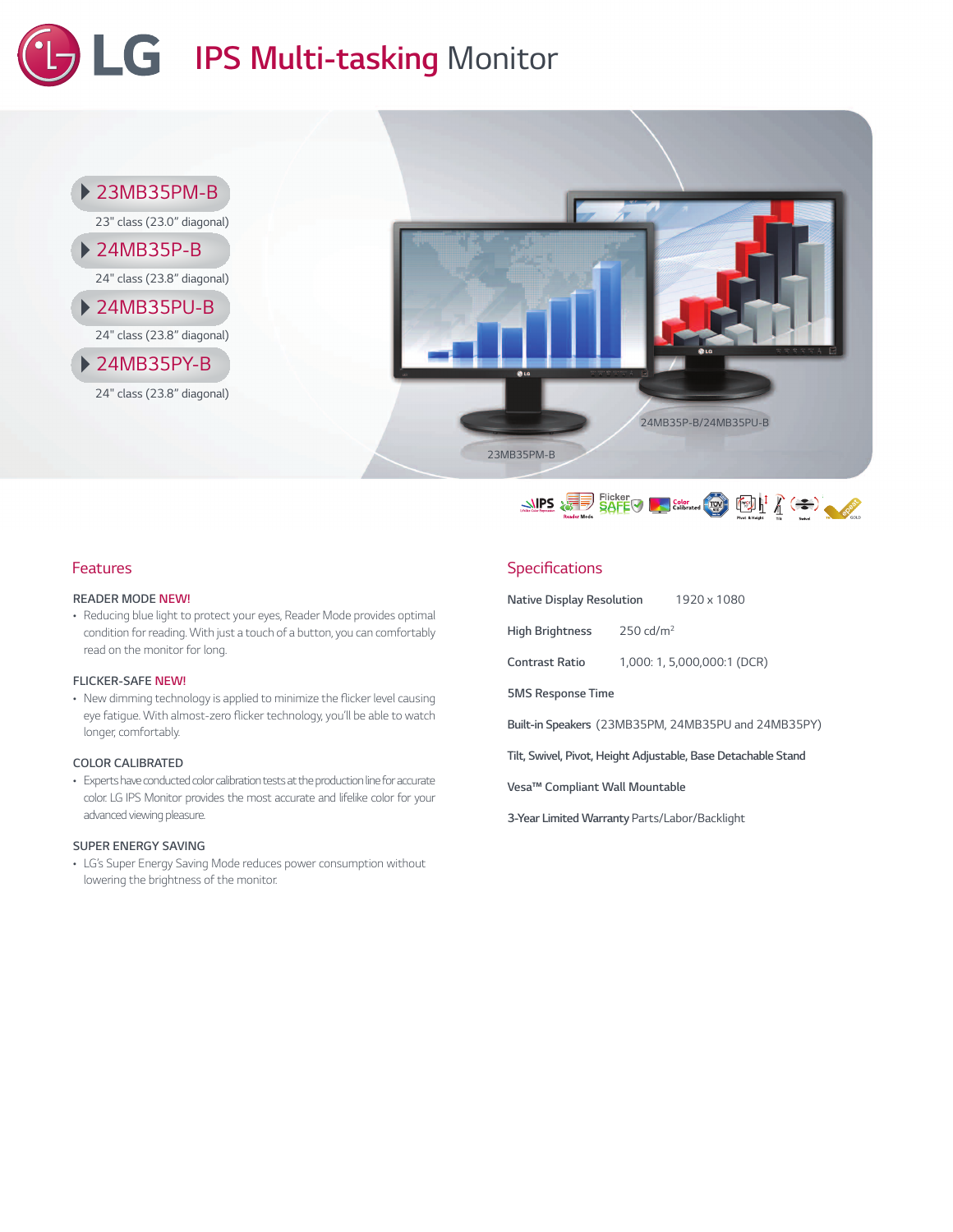# LG IPS Multi-tasking Monitor

- 23MB35PM-B
  23" class (23.0" diagonal)
- 24MB35P-B
  24" class (23.8" diagonal)
- 24MB35PU-B
  24" class (23.8" diagonal)
- 24MB35PY-B
  24" class (23.8" diagonal)

24MB35P-B/24MB35PU-B

23MB35PM-B

## Features

### READER MODE NEW!

- Reducing blue light to protect your eyes, Reader Mode provides optimal condition for reading. With just a touch of a button, you can comfortably read on the monitor for long.

### FLICKER-SAFE NEW!

- New dimming technology is applied to minimize the flicker level causing eye fatigue. With almost-zero flicker technology, you'll be able to watch longer, comfortably.

### COLOR CALIBRATED

- Experts have conducted color calibration tests at the production line for accurate color. LG IPS Monitor provides the most accurate and lifelike color for your advanced viewing pleasure.

### SUPER ENERGY SAVING

- LG's Super Energy Saving Mode reduces power consumption without lowering the brightness of the monitor.

## Specifications

**Native Display Resolution** 1920 x 1080

**High Brightness** 250 cd/m²

**Contrast Ratio** 1,000: 1, 5,000,000:1 (DCR)

**5MS Response Time**

**Built-in Speakers** (23MB35PM, 24MB35PU and 24MB35PY)

**Tilt, Swivel, Pivot, Height Adjustable, Base Detachable Stand**

**Vesa™ Compliant Wall Mountable**

**3-Year Limited Warranty** Parts/Labor/Backlight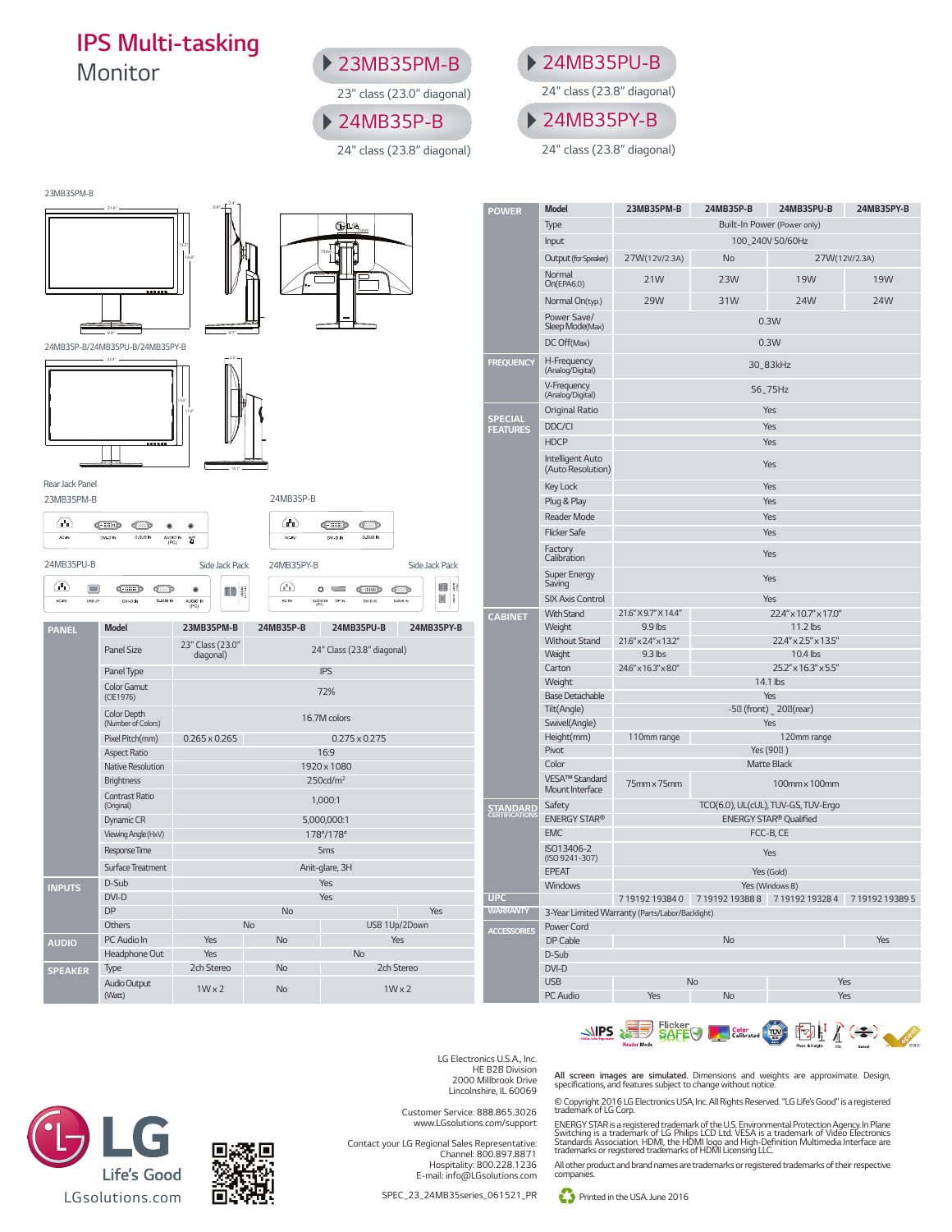# IPS Multi-tasking Monitor

- 23MB35PM-B — 23" class (23.0" diagonal)
- 24MB35P-B — 24" class (23.8" diagonal)
- 24MB35PU-B — 24" class (23.8" diagonal)
- 24MB35PY-B — 24" class (23.8" diagonal)

23MB35PM-B

24MB35P-B/24MB35PU-B/24MB35PY-B

Rear Jack Panel

23MB35PM-B

AC-IN DVI-D IN D-SUB IN AUDIO IN (PC) H/P

24MB35P-B

AC-IN DVI-D IN D-SUB IN

24MB35PU-B Side Jack Pack

AC-IN USB UP DVI-D IN D-SUB IN AUDIO IN (PC)

24MB35PY-B Side Jack Pack

AC-IN AUDIO IN (PC) DP IN DVI-D IN D-SUB IN

| | Model | 23MB35PM-B | 24MB35P-B | 24MB35PU-B | 24MB35PY-B |
|---|---|---|---|---|---|
| PANEL | Panel Size | 23" Class (23.0" diagonal) | 24" Class (23.8" diagonal) | | |
| | Panel Type | IPS | | | |
| | Color Gamut (CIE1976) | 72% | | | |
| | Color Depth (Number of Colors) | 16.7M colors | | | |
| | Pixel Pitch(mm) | 0.265 x 0.265 | 0.275 x 0.275 | | |
| | Aspect Ratio | 16:9 | | | |
| | Native Resolution | 1920 x 1080 | | | |
| | Brightness | 250cd/m² | | | |
| | Contrast Ratio (Original) | 1,000:1 | | | |
| | Dynamic CR | 5,000,000:1 | | | |
| | Viewing Angle (HxV) | 178°/178° | | | |
| | Response Time | 5ms | | | |
| | Surface Treatment | Anit-glare, 3H | | | |
| INPUTS | D-Sub | Yes | | | |
| | DVI-D | Yes | | | |
| | DP | No | | | Yes |
| | Others | No | | USB 1Up/2Down | |
| AUDIO | PC Audio In | Yes | No | Yes | |
| | Headphone Out | Yes | No | | |
| SPEAKER | Type | 2ch Stereo | No | 2ch Stereo | |
| | Audio Output (Watt) | 1W x 2 | No | 1W x 2 | |

| | Model | 23MB35PM-B | 24MB35P-B | 24MB35PU-B | 24MB35PY-B |
|---|---|---|---|---|---|
| POWER | Type | Built-In Power (Power only) | | | |
| | Input | 100_240V 50/60Hz | | | |
| | Output (for Speaker) | 27W(12V/2.3A) | No | 27W(12V/2.3A) | |
| | Normal On(EPA6.0) | 21W | 23W | 19W | 19W |
| | Normal On(typ.) | 29W | 31W | 24W | 24W |
| | Power Save/ Sleep Mode(Max) | 0.3W | | | |
| | DC Off(Max) | 0.3W | | | |
| FREQUENCY | H-Frequency (Analog/Digital) | 30_83kHz | | | |
| | V-Frequency (Analog/Digital) | 56_75Hz | | | |
| SPECIAL FEATURES | Original Ratio | Yes | | | |
| | DDC/CI | Yes | | | |
| | HDCP | Yes | | | |
| | Intelligent Auto (Auto Resolution) | Yes | | | |
| | Key Lock | Yes | | | |
| | Plug & Play | Yes | | | |
| | Reader Mode | Yes | | | |
| | Flicker Safe | Yes | | | |
| | Factory Calibration | Yes | | | |
| | Super Energy Saving | Yes | | | |
| | SIX Axis Control | Yes | | | |
| CABINET | With Stand | 21.6" X 9.7" X 14.4" | 22.4" x 10.7" x 17.0" | | |
| | Weight | 9.9 lbs | 11.2 lbs | | |
| | Without Stand | 21.6" x 2.4" x 13.2" | 22.4" x 2.5" x 13.5" | | |
| | Weight | 9.3 lbs | 10.4 lbs | | |
| | Carton | 24.6" x 16.3" x 8.0" | 25.2" x 16.3" x 5.5" | | |
| | Weight | 14.1 lbs | | | |
| | Base Detachable | Yes | | | |
| | Tilt(Angle) | -5° (front) _ 20°(rear) | | | |
| | Swivel(Angle) | Yes | | | |
| | Height(mm) | 110mm range | 120mm range | | |
| | Pivot | Yes (90°) | | | |
| | Color | Matte Black | | | |
| | VESA™ Standard Mount Interface | 75mm x 75mm | 100mm x 100mm | | |
| STANDARD CERTIFICATIONS | Safety | TCO(6.0), UL(cUL), TUV-GS, TUV-Ergo | | | |
| | ENERGY STAR® | ENERGY STAR® Qualified | | | |
| | EMC | FCC-B, CE | | | |
| | ISO13406-2 (ISO 9241-307) | Yes | | | |
| | EPEAT | Yes (Gold) | | | |
| | Windows | Yes (Windows 8) | | | |
| UPC | | 7 19192 19384 0 | 7 19192 19388 8 | 7 19192 19328 4 | 7 19192 19389 5 |
| WARRANTY | 3-Year Limited Warranty (Parts/Labor/Backlight) | | | | |
| ACCESSORIES | Power Cord | | | | |
| | DP Cable | No | | | Yes |
| | D-Sub | | | | |
| | DVI-D | | | | |
| | USB | No | | Yes | |
| | PC Audio | Yes | No | Yes | |

LG Electronics U.S.A., Inc.
HE B2B Division
2000 Millbrook Drive
Lincolnshire, IL 60069

Customer Service: 888.865.3026
www.LGsolutions.com/support

Contact your LG Regional Sales Representative:
Channel: 800.897.8871
Hospitality: 800.228.1236
E-mail: info@LGsolutions.com

SPEC_23_24MB35series_061521_PR

LG Life's Good
LGsolutions.com

**All screen images are simulated.** Dimensions and weights are approximate. Design, specifications, and features subject to change without notice.

© Copyright 2016 LG Electronics USA, Inc. All Rights Reserved. "LG Life's Good" is a registered trademark of LG Corp.

ENERGY STAR is a registered trademark of the U.S. Environmental Protection Agency. In Plane Switching is a trademark of LG Philips LCD Ltd. VESA is a trademark of Video Electronics Standards Association. HDMI, the HDMI logo and High-Definition Multimedia Interface are trademarks or registered trademarks of HDMI Licensing LLC.

All other product and brand names are trademarks or registered trademarks of their respective companies.

Printed in the USA. June 2016